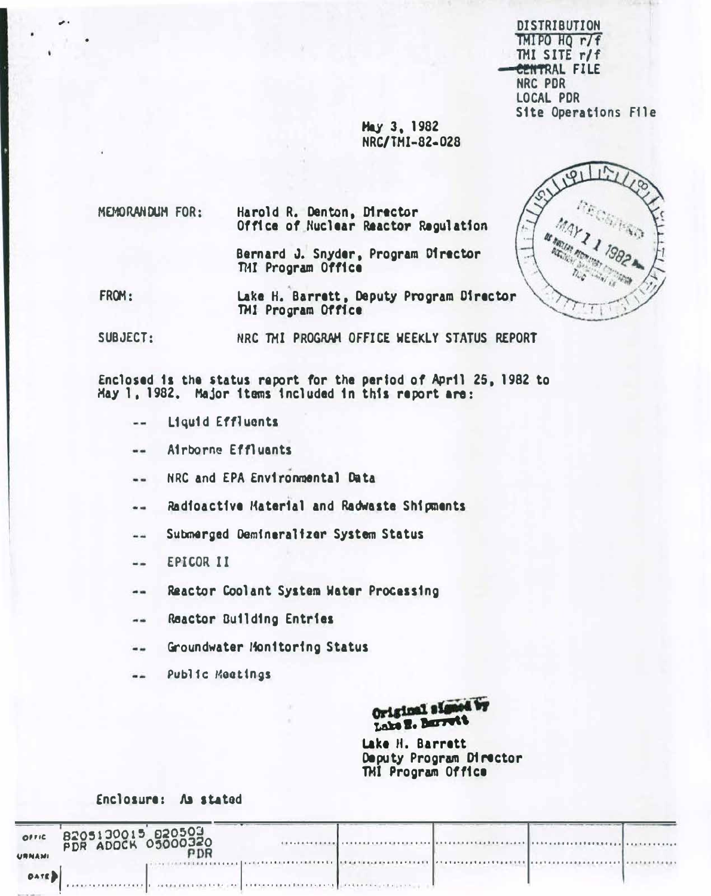DISTRIBUTION
TMIPO HQ r/f
TMI SITE r/f
CENTRAL FILE
NRC PDR
LOCAL PDR
Site Operations File

May 3, 1982
NRC/TMI-82-028

RECEIVED
MAY 11 1982
US NUCLEAR REGULATORY COMMISSION

MEMORANDUM FOR: Harold R. Denton, Director
Office of Nuclear Reactor Regulation

Bernard J. Snyder, Program Director
TMI Program Office

FROM: Lake H. Barrett, Deputy Program Director
TMI Program Office

SUBJECT: NRC TMI PROGRAM OFFICE WEEKLY STATUS REPORT

Enclosed is the status report for the period of April 25, 1982 to May 1, 1982. Major items included in this report are:

- -- Liquid Effluents
- -- Airborne Effluents
- -- NRC and EPA Environmental Data
- -- Radioactive Material and Radwaste Shipments
- -- Submerged Demineralizer System Status
- -- EPICOR II
- -- Reactor Coolant System Water Processing
- -- Reactor Building Entries
- -- Groundwater Monitoring Status
- -- Public Meetings

Original signed by
Lake H. Barrett

Lake H. Barrett
Deputy Program Director
TMI Program Office

Enclosure: As stated

8205130015 820503
PDR ADOCK 05000320
PDR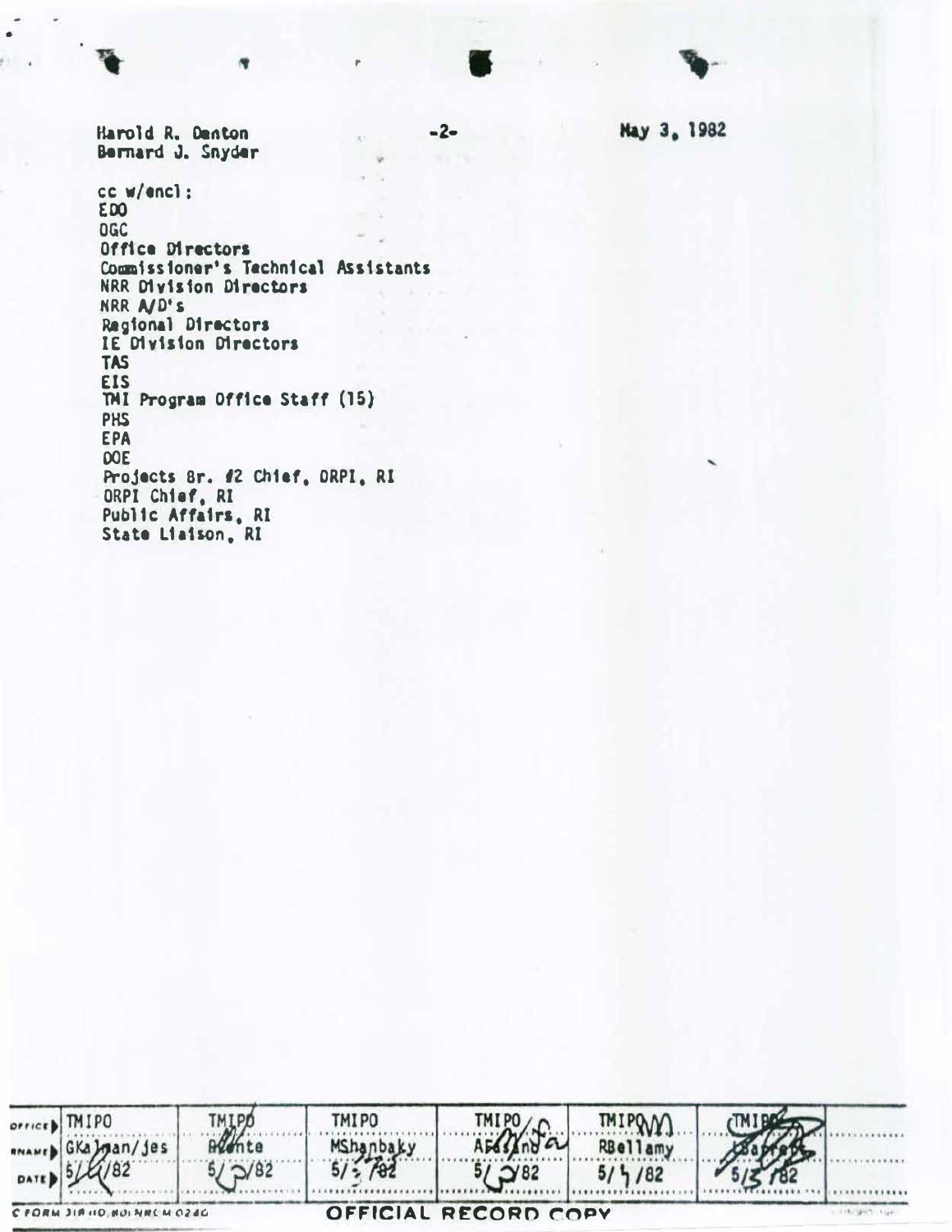Harold R. Denton
Bernard J. Snyder

May 3, 1982

cc w/encl:
EDO
OGC
Office Directors
Commissioner's Technical Assistants
NRR Division Directors
NRR A/D's
Regional Directors
IE Division Directors
TAS
EIS
TMI Program Office Staff (15)
PHS
EPA
DOE
Projects Br. #2 Chief, DRPI, RI
DRPI Chief, RI
Public Affairs, RI
State Liaison, RI

| OFFICE | TMIPO | TMIPO | TMIPO | TMIPO | TMIPO | TMIPO | |
|---|---|---|---|---|---|---|---|
| SURNAME | GKalman/jes | Abente | MShanbaky | AFasano | RBellamy | LBarrett | |
| DATE | 5/4/82 | 5/3/82 | 5/3/82 | 5/3/82 | 5/4/82 | 5/3/82 | |

NRC FORM 318 (10/80) NRCM 0240

OFFICIAL RECORD COPY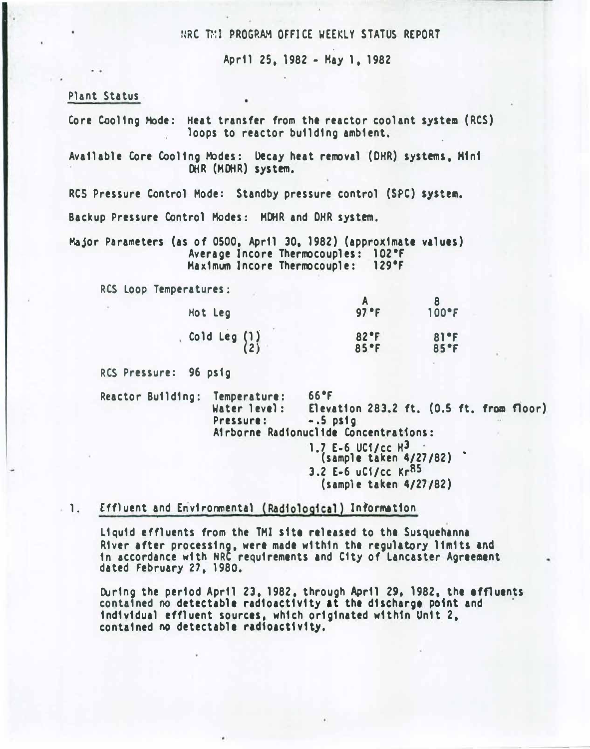# NRC TMI PROGRAM OFFICE WEEKLY STATUS REPORT

April 25, 1982 - May 1, 1982

## Plant Status

Core Cooling Mode: Heat transfer from the reactor coolant system (RCS) loops to reactor building ambient.

Available Core Cooling Modes: Decay heat removal (DHR) systems, Mini DHR (MDHR) system.

RCS Pressure Control Mode: Standby pressure control (SPC) system.

Backup Pressure Control Modes: MDHR and DHR system.

Major Parameters (as of 0500, April 30, 1982) (approximate values)
Average Incore Thermocouples: 102°F
Maximum Incore Thermocouple: 129°F

RCS Loop Temperatures:

| | A | B |
|---|---|---|
| Hot Leg | 97°F | 100°F |
| Cold Leg (1) | 82°F | 81°F |
| (2) | 85°F | 85°F |

RCS Pressure: 96 psig

Reactor Building: Temperature: 66°F
Water level: Elevation 283.2 ft. (0.5 ft. from floor)
Pressure: -.5 psig
Airborne Radionuclide Concentrations:
1.7 E-6 UCi/cc $H^3$ (sample taken 4/27/82)
3.2 E-6 uCi/cc $Kr^{85}$ (sample taken 4/27/82)

## 1. Effluent and Environmental (Radiological) Information

Liquid effluents from the TMI site released to the Susquehanna River after processing, were made within the regulatory limits and in accordance with NRC requirements and City of Lancaster Agreement dated February 27, 1980.

During the period April 23, 1982, through April 29, 1982, the effluents contained no detectable radioactivity at the discharge point and individual effluent sources, which originated within Unit 2, contained no detectable radioactivity.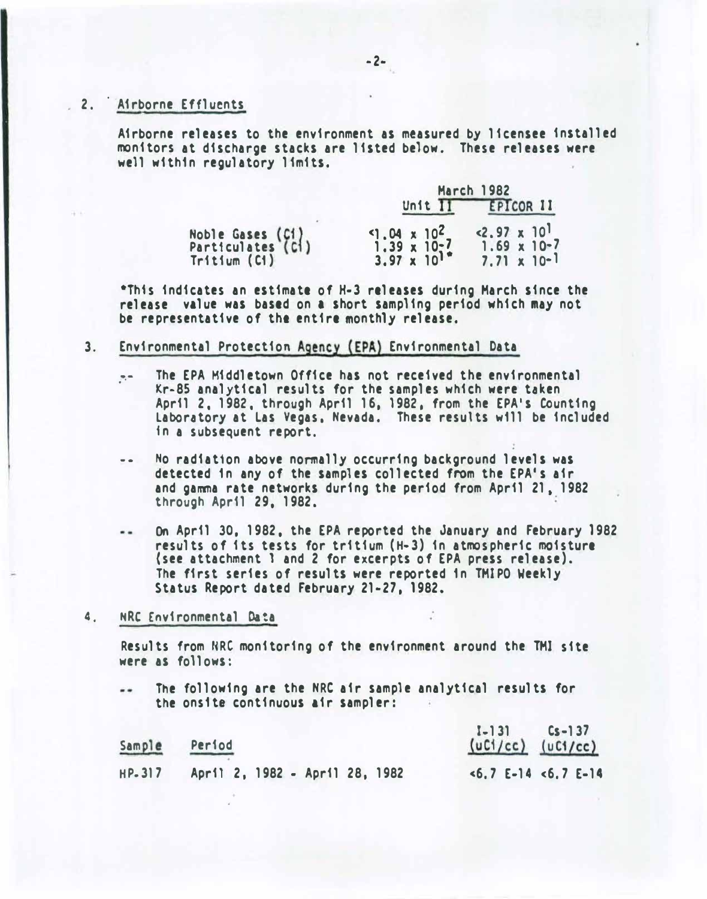2. Airborne Effluents

Airborne releases to the environment as measured by licensee installed monitors at discharge stacks are listed below. These releases were well within regulatory limits.

| | March 1982 | |
|---|---|---|
| | Unit II | EPICOR II |
| Noble Gases (Ci) | $<1.04 \times 10^{2}$ | $<2.97 \times 10^{1}$ |
| Particulates (Ci) | $1.39 \times 10^{-7}$ | $1.69 \times 10^{-7}$ |
| Tritium (Ci) | $3.97 \times 10^{1}$* | $7.71 \times 10^{-1}$ |

*This indicates an estimate of H-3 releases during March since the release value was based on a short sampling period which may not be representative of the entire monthly release.

3. Environmental Protection Agency (EPA) Environmental Data

-- The EPA Middletown Office has not received the environmental Kr-85 analytical results for the samples which were taken April 2, 1982, through April 16, 1982, from the EPA's Counting Laboratory at Las Vegas, Nevada. These results will be included in a subsequent report.

-- No radiation above normally occurring background levels was detected in any of the samples collected from the EPA's air and gamma rate networks during the period from April 21, 1982 through April 29, 1982.

-- On April 30, 1982, the EPA reported the January and February 1982 results of its tests for tritium (H-3) in atmospheric moisture (see attachment 1 and 2 for excerpts of EPA press release). The first series of results were reported in TMIPO Weekly Status Report dated February 21-27, 1982.

4. NRC Environmental Data

Results from NRC monitoring of the environment around the TMI site were as follows:

-- The following are the NRC air sample analytical results for the onsite continuous air sampler:

| Sample | Period | I-131 (uCi/cc) | Cs-137 (uCi/cc) |
|---|---|---|---|
| HP-317 | April 2, 1982 - April 28, 1982 | <6.7 E-14 | <6.7 E-14 |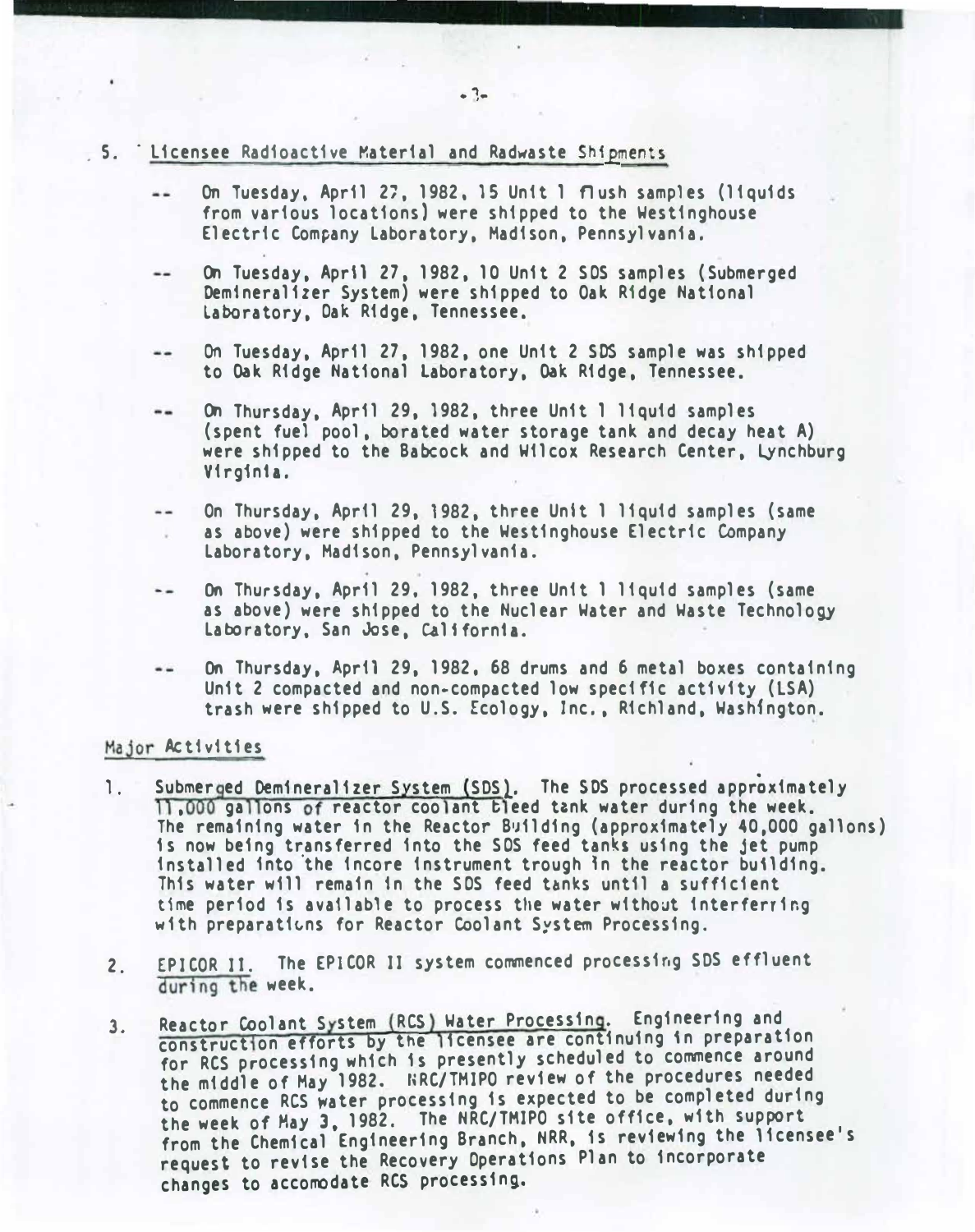5. Licensee Radioactive Material and Radwaste Shipments

-- On Tuesday, April 27, 1982, 15 Unit 1 flush samples (liquids from various locations) were shipped to the Westinghouse Electric Company Laboratory, Madison, Pennsylvania.

-- On Tuesday, April 27, 1982, 10 Unit 2 SDS samples (Submerged Demineralizer System) were shipped to Oak Ridge National Laboratory, Oak Ridge, Tennessee.

-- On Tuesday, April 27, 1982, one Unit 2 SDS sample was shipped to Oak Ridge National Laboratory, Oak Ridge, Tennessee.

-- On Thursday, April 29, 1982, three Unit 1 liquid samples (spent fuel pool, borated water storage tank and decay heat A) were shipped to the Babcock and Wilcox Research Center, Lynchburg Virginia.

-- On Thursday, April 29, 1982, three Unit 1 liquid samples (same as above) were shipped to the Westinghouse Electric Company Laboratory, Madison, Pennsylvania.

-- On Thursday, April 29, 1982, three Unit 1 liquid samples (same as above) were shipped to the Nuclear Water and Waste Technology Laboratory, San Jose, California.

-- On Thursday, April 29, 1982, 68 drums and 6 metal boxes containing Unit 2 compacted and non-compacted low specific activity (LSA) trash were shipped to U.S. Ecology, Inc., Richland, Washington.

## Major Activities

1. Submerged Demineralizer System (SDS). The SDS processed approximately 11,000 gallons of reactor coolant bleed tank water during the week. The remaining water in the Reactor Building (approximately 40,000 gallons) is now being transferred into the SDS feed tanks using the jet pump installed into the incore instrument trough in the reactor building. This water will remain in the SDS feed tanks until a sufficient time period is available to process the water without interferring with preparations for Reactor Coolant System Processing.

2. EPICOR II. The EPICOR II system commenced processing SDS effluent during the week.

3. Reactor Coolant System (RCS) Water Processing. Engineering and construction efforts by the licensee are continuing in preparation for RCS processing which is presently scheduled to commence around the middle of May 1982. NRC/TMIPO review of the procedures needed to commence RCS water processing is expected to be completed during the week of May 3, 1982. The NRC/TMIPO site office, with support from the Chemical Engineering Branch, NRR, is reviewing the licensee's request to revise the Recovery Operations Plan to incorporate changes to accomodate RCS processing.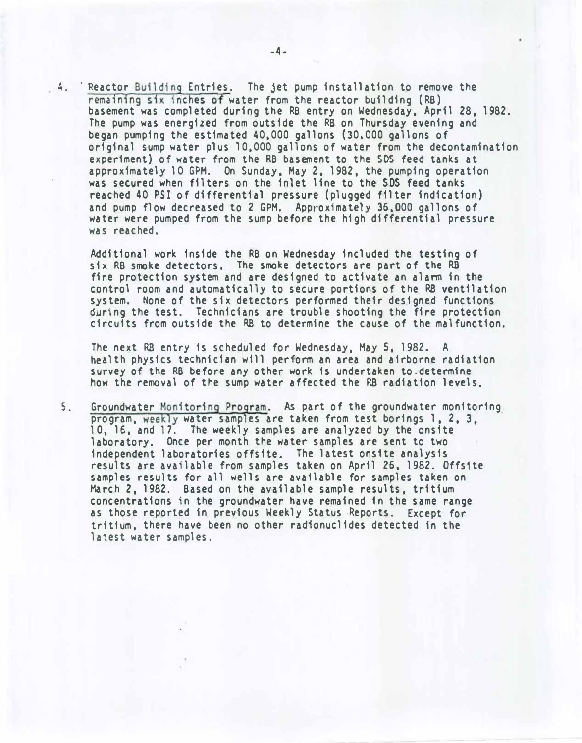4. Reactor Building Entries. The jet pump installation to remove the remaining six inches of water from the reactor building (RB) basement was completed during the RB entry on Wednesday, April 28, 1982. The pump was energized from outside the RB on Thursday evening and began pumping the estimated 40,000 gallons (30,000 gallons of original sump water plus 10,000 gallons of water from the decontamination experiment) of water from the RB basement to the SDS feed tanks at approximately 10 GPM. On Sunday, May 2, 1982, the pumping operation was secured when filters on the inlet line to the SDS feed tanks reached 40 PSI of differential pressure (plugged filter indication) and pump flow decreased to 2 GPM. Approximately 36,000 gallons of water were pumped from the sump before the high differential pressure was reached.

   Additional work inside the RB on Wednesday included the testing of six RB smoke detectors. The smoke detectors are part of the RB fire protection system and are designed to activate an alarm in the control room and automatically to secure portions of the RB ventilation system. None of the six detectors performed their designed functions during the test. Technicians are trouble shooting the fire protection circuits from outside the RB to determine the cause of the malfunction.

   The next RB entry is scheduled for Wednesday, May 5, 1982. A health physics technician will perform an area and airborne radiation survey of the RB before any other work is undertaken to determine how the removal of the sump water affected the RB radiation levels.

5. Groundwater Monitoring Program. As part of the groundwater monitoring program, weekly water samples are taken from test borings 1, 2, 3, 10, 16, and 17. The weekly samples are analyzed by the onsite laboratory. Once per month the water samples are sent to two independent laboratories offsite. The latest onsite analysis results are available from samples taken on April 26, 1982. Offsite samples results for all wells are available for samples taken on March 2, 1982. Based on the available sample results, tritium concentrations in the groundwater have remained in the same range as those reported in previous Weekly Status Reports. Except for tritium, there have been no other radionuclides detected in the latest water samples.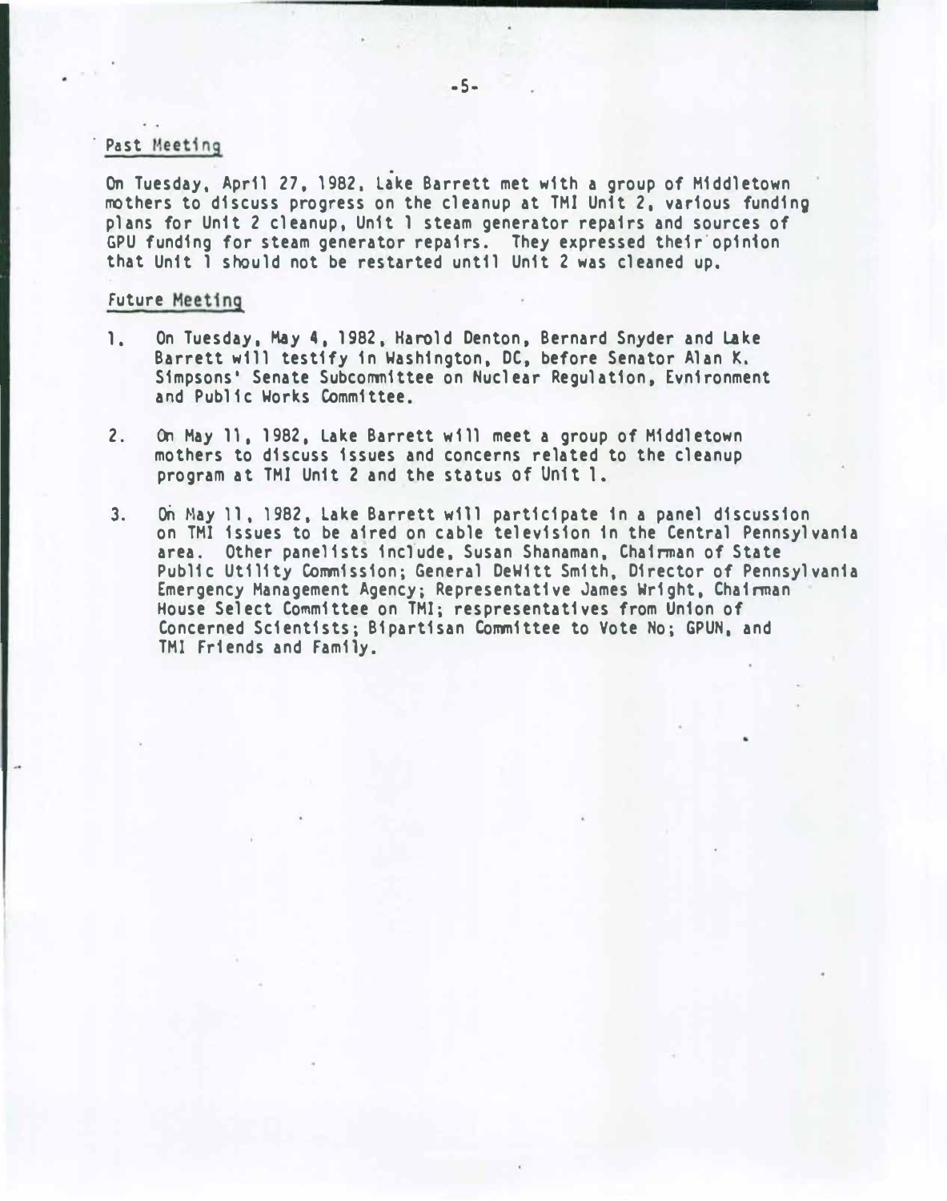## Past Meeting

On Tuesday, April 27, 1982, Lake Barrett met with a group of Middletown mothers to discuss progress on the cleanup at TMI Unit 2, various funding plans for Unit 2 cleanup, Unit 1 steam generator repairs and sources of GPU funding for steam generator repairs. They expressed their opinion that Unit 1 should not be restarted until Unit 2 was cleaned up.

## Future Meeting

1. On Tuesday, May 4, 1982, Harold Denton, Bernard Snyder and Lake Barrett will testify in Washington, DC, before Senator Alan K. Simpsons' Senate Subcommittee on Nuclear Regulation, Evnironment and Public Works Committee.

2. On May 11, 1982, Lake Barrett will meet a group of Middletown mothers to discuss issues and concerns related to the cleanup program at TMI Unit 2 and the status of Unit 1.

3. On May 11, 1982, Lake Barrett will participate in a panel discussion on TMI issues to be aired on cable television in the Central Pennsylvania area. Other panelists include, Susan Shanaman, Chairman of State Public Utility Commission; General DeWitt Smith, Director of Pennsylvania Emergency Management Agency; Representative James Wright, Chairman House Select Committee on TMI; respresentatives from Union of Concerned Scientists; Bipartisan Committee to Vote No; GPUN, and TMI Friends and Family.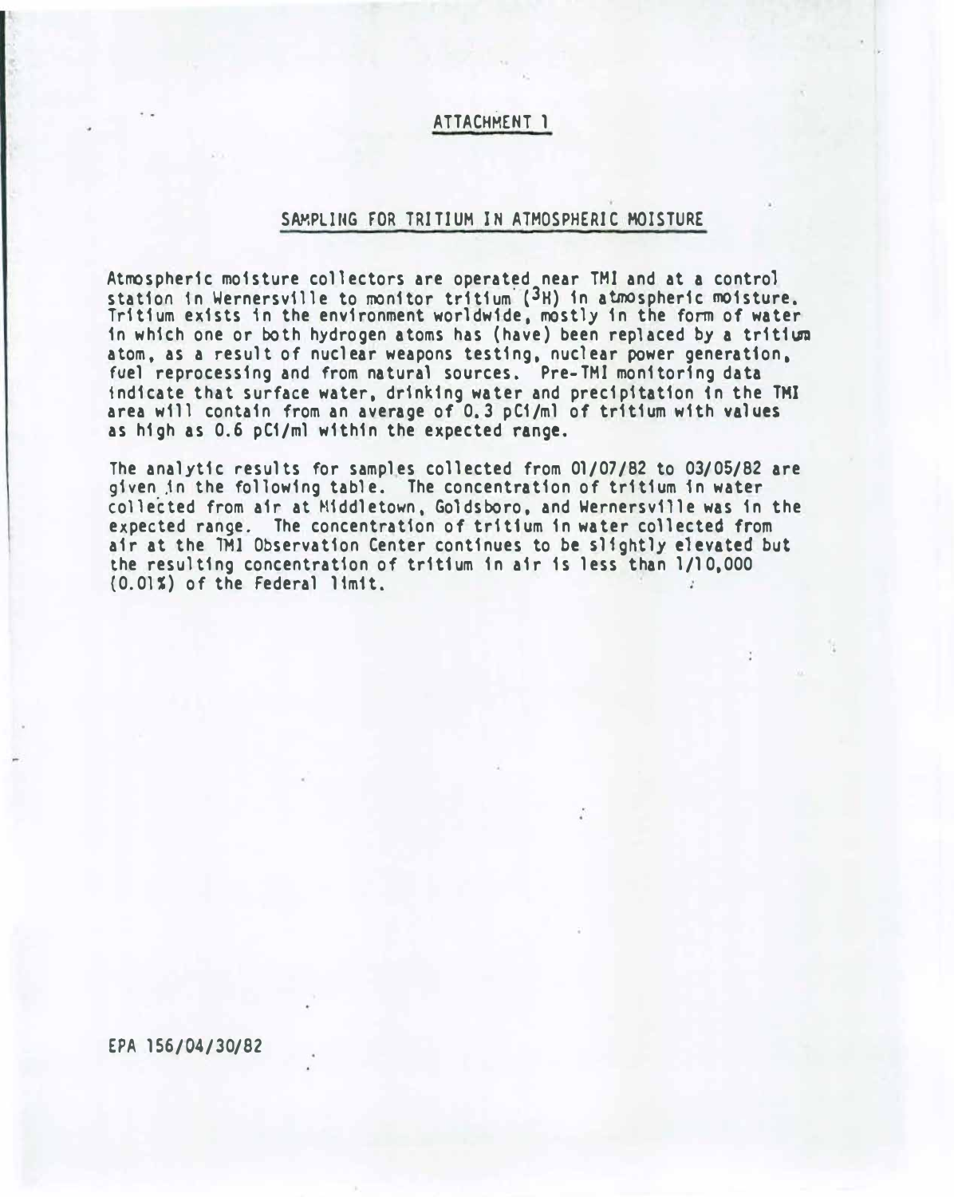## ATTACHMENT 1

### SAMPLING FOR TRITIUM IN ATMOSPHERIC MOISTURE

Atmospheric moisture collectors are operated near TMI and at a control station in Wernersville to monitor tritium ($^3H$) in atmospheric moisture. Tritium exists in the environment worldwide, mostly in the form of water in which one or both hydrogen atoms has (have) been replaced by a tritium atom, as a result of nuclear weapons testing, nuclear power generation, fuel reprocessing and from natural sources. Pre-TMI monitoring data indicate that surface water, drinking water and precipitation in the TMI area will contain from an average of 0.3 pCi/ml of tritium with values as high as 0.6 pCi/ml within the expected range.

The analytic results for samples collected from 01/07/82 to 03/05/82 are given in the following table. The concentration of tritium in water collected from air at Middletown, Goldsboro, and Wernersville was in the expected range. The concentration of tritium in water collected from air at the TMI Observation Center continues to be slightly elevated but the resulting concentration of tritium in air is less than 1/10,000 (0.01%) of the Federal limit.

EPA 156/04/30/82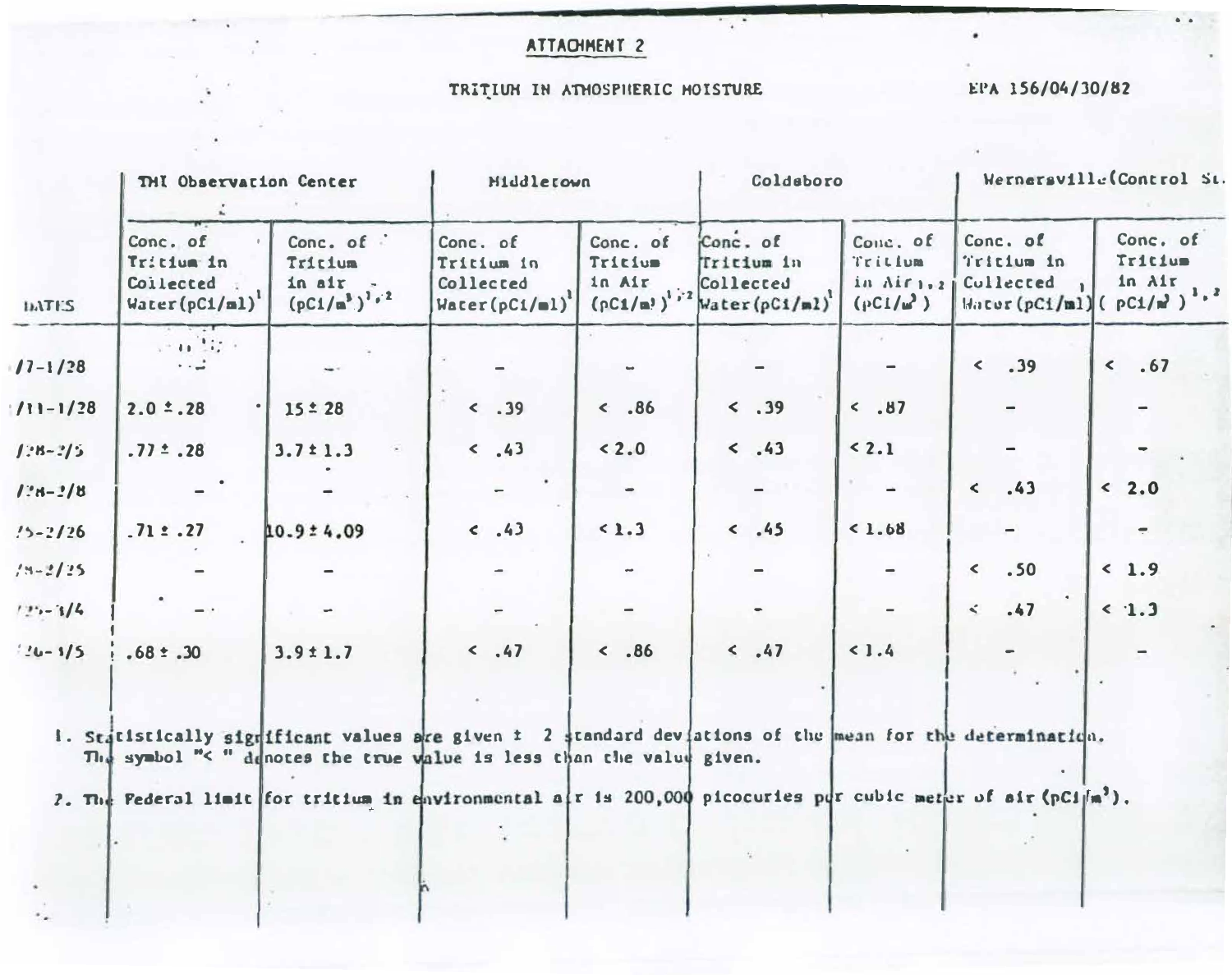ATTACHMENT 2

TRITIUM IN ATMOSPHERIC MOISTURE

EPA 156/04/30/82

| | THI Observation Center | | Middletown | | Goldsboro | | Wernersville(Control St. | |
|---|---|---|---|---|---|---|---|---|
| DATES | Conc. of Tritium in Collected Water(pCi/ml)[1] | Conc. of Tritium in air (pCi/m³)[1,2] | Conc. of Tritium in Collected Water(pCi/ml)[1] | Conc. of Tritium in Air (pCi/m³)[1,2] | Conc. of Tritium in Collected Water(pCi/ml)[1] | Conc. of Tritium in Air[1,2] (pCi/m³) | Conc. of Tritium in Collected Water(pCi/ml)[1] | Conc. of Tritium in Air (pCi/m³)[1,2] |
| /7-1/28 | – | – | – | – | – | – | < .39 | < .67 |
| /11-1/28 | 2.0 ± .28 | 15 ± 28 | < .39 | < .86 | < .39 | < .87 | – | – |
| /28-2/5 | .77 ± .28 | 3.7 ± 1.3 | < .43 | < 2.0 | < .43 | < 2.1 | – | – |
| /28-2/8 | – | – | – | – | – | – | < .43 | < 2.0 |
| /5-2/26 | .71 ± .27 | 10.9 ± 4.09 | < .43 | < 1.3 | < .45 | < 1.68 | – | – |
| /8-2/25 | – | – | – | – | – | – | < .50 | < 1.9 |
| /25-3/4 | – | – | – | – | – | – | < .47 | < 1.3 |
| /26-3/5 | .68 ± .30 | 3.9 ± 1.7 | < .47 | < .86 | < .47 | < 1.4 | – | – |

1. Statistically significant values are given ± 2 standard deviations of the mean for the determination. The symbol "< " denotes the true value is less than the value given.

2. The Federal limit for tritium in environmental air is 200,000 picocuries per cubic meter of air (pCi/m³).